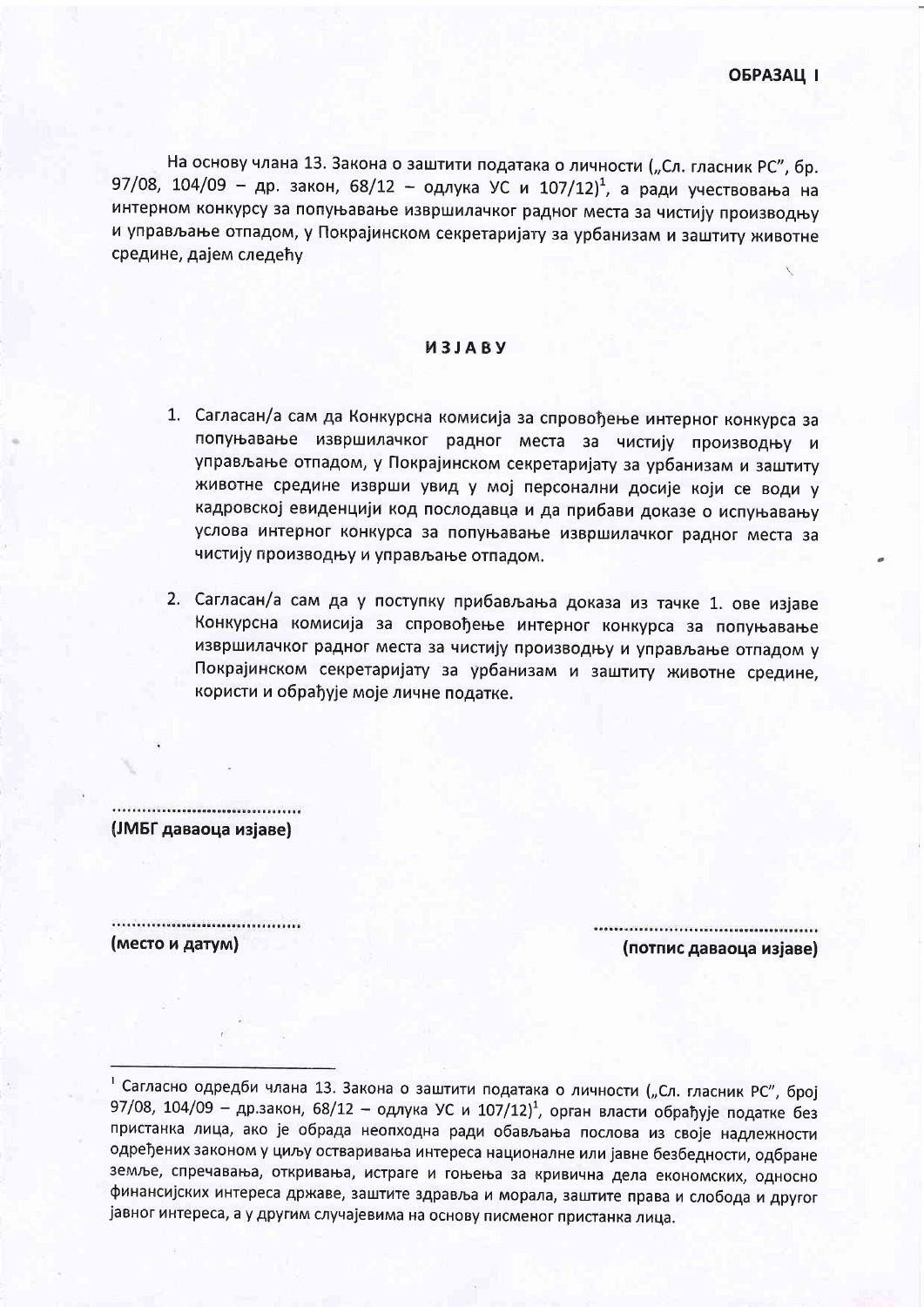**ОБРАЗАЦ I**

На основу члана 13. Закона о заштити података о личности („Сл. гласник РС", бр. 97/08, 104/09 – др. закон, 68/12 – одлука УС и 107/12)[1], а ради учествовања на интерном конкурсу за попуњавање извршилачког радног места за чистију производњу и управљање отпадом, у Покрајинском секретаријату за урбанизам и заштиту животне средине, дајем следећу

**ИЗЈАВУ**

1. Сагласан/а сам да Конкурсна комисија за спровођење интерног конкурса за попуњавање извршилачког радног места за чистију производњу и управљање отпадом, у Покрајинском секретаријату за урбанизам и заштиту животне средине изврши увид у мој персонални досије који се води у кадровској евиденцији код послодавца и да прибави доказе о испуњавању услова интерног конкурса за попуњавање извршилачког радног места за чистију производњу и управљање отпадом.

2. Сагласан/а сам да у поступку прибављања доказа из тачке 1. ове изјаве Конкурсна комисија за спровођење интерног конкурса за попуњавање извршилачког радног места за чистију производњу и управљање отпадом у Покрајинском секретаријату за урбанизам и заштиту животне средине, користи и обрађује моје личне податке.

.....................................
**(ЈМБГ даваоца изјаве)**

.....................................
**(место и датум)**

.............................................
**(потпис даваоца изјаве)**

---

[1] Сагласно одредби члана 13. Закона о заштити података о личности („Сл. гласник РС", број 97/08, 104/09 – др.закон, 68/12 – одлука УС и 107/12)[1], орган власти обрађује податке без пристанка лица, ако је обрада неопходна ради обављања послова из своје надлежности одређених законом у циљу остваривања интереса националне или јавне безбедности, одбране земље, спречавања, откривања, истраге и гоњења за кривична дела економских, односно финансијских интереса државе, заштите здравља и морала, заштите права и слобода и другог јавног интереса, а у другим случајевима на основу писменог пристанка лица.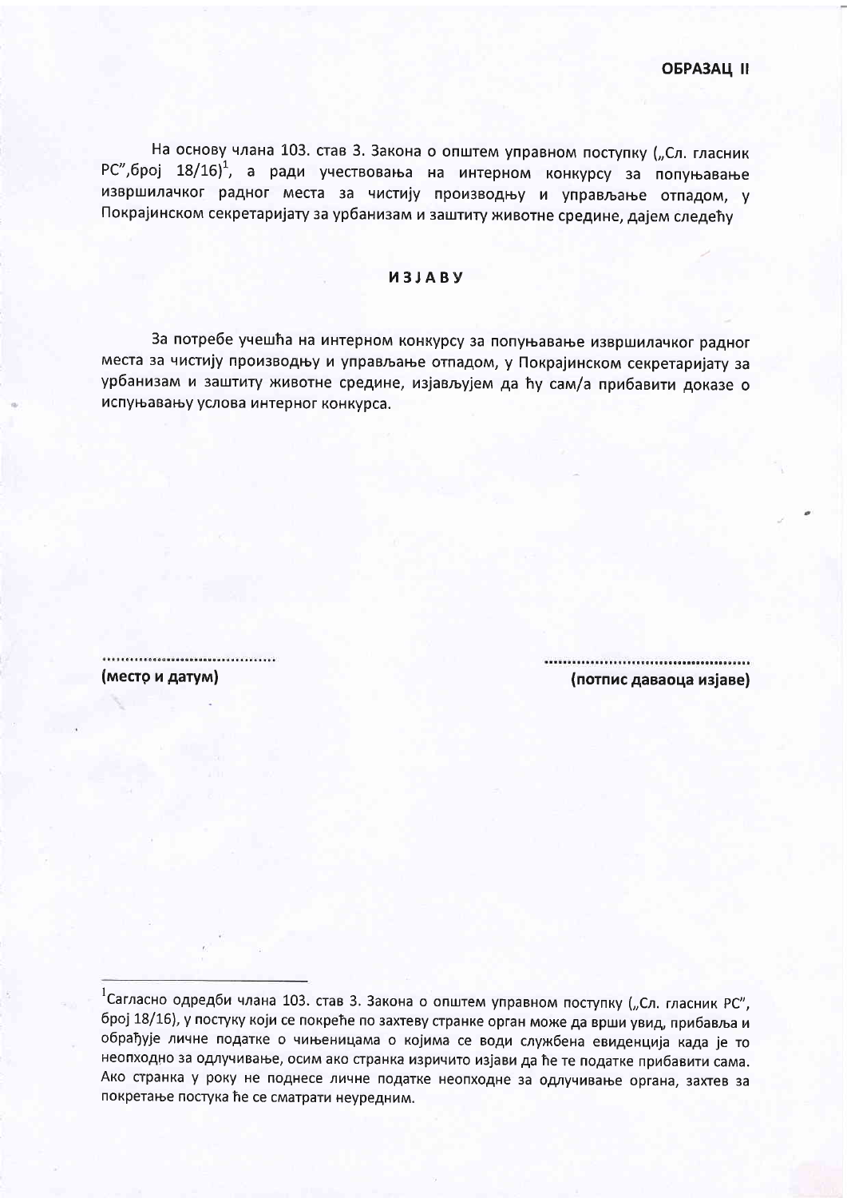**ОБРАЗАЦ II**

На основу члана 103. став 3. Закона о општем управном поступку („Сл. гласник РС",број 18/16)[1], а ради учествовања на интерном конкурсу за попуњавање извршилачког радног места за чистију производњу и управљање отпадом, у Покрајинском секретаријату за урбанизам и заштиту животне средине, дајем следећу

## ИЗЈАВУ

За потребе учешћа на интерном конкурсу за попуњавање извршилачког радног места за чистију производњу и управљање отпадом, у Покрајинском секретаријату за урбанизам и заштиту животне средине, изјављујем да ћу сам/а прибавити доказе о испуњавању услова интерног конкурса.

| | |
|---|---|
| ...................................... | ............................................ |
| **(место и датум)** | **(потпис даваоца изјаве)** |

---

[1] Сагласно одредби члана 103. став 3. Закона о општем управном поступку („Сл. гласник РС", број 18/16), у постуку који се покреће по захтеву странке орган може да врши увид, прибавља и обрађује личне податке о чињеницама о којима се води службена евиденција када је то неопходно за одлучивање, осим ако странка изричито изјави да ће те податке прибавити сама. Ако странка у року не поднесе личне податке неопходне за одлучивање органа, захтев за покретање постука ће се сматрати неуредним.